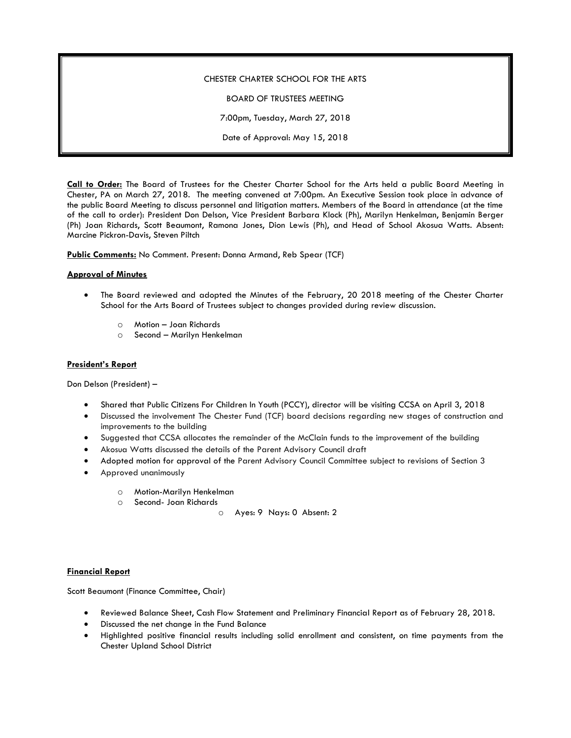CHESTER CHARTER SCHOOL FOR THE ARTS

BOARD OF TRUSTEES MEETING

7:00pm, Tuesday, March 27, 2018

Date of Approval: May 15, 2018

**Call to Order:** The Board of Trustees for the Chester Charter School for the Arts held a public Board Meeting in Chester, PA on March 27, 2018. The meeting convened at 7:00pm. An Executive Session took place in advance of the public Board Meeting to discuss personnel and litigation matters. Members of the Board in attendance (at the time of the call to order): President Don Delson, Vice President Barbara Klock (Ph), Marilyn Henkelman, Benjamin Berger (Ph) Joan Richards, Scott Beaumont, Ramona Jones, Dion Lewis (Ph), and Head of School Akosua Watts. Absent: Marcine Pickron-Davis, Steven Piltch

**Public Comments:** No Comment. Present: Donna Armand, Reb Spear (TCF)

**Approval of Minutes**

- The Board reviewed and adopted the Minutes of the February, 20 2018 meeting of the Chester Charter School for the Arts Board of Trustees subject to changes provided during review discussion.
  - Motion – Joan Richards
  - Second – Marilyn Henkelman

**President's Report**

Don Delson (President) –

- Shared that Public Citizens For Children In Youth (PCCY), director will be visiting CCSA on April 3, 2018
- Discussed the involvement The Chester Fund (TCF) board decisions regarding new stages of construction and improvements to the building
- Suggested that CCSA allocates the remainder of the McClain funds to the improvement of the building
- Akosua Watts discussed the details of the Parent Advisory Council draft
- Adopted motion for approval of the Parent Advisory Council Committee subject to revisions of Section 3
- Approved unanimously
  - Motion-Marilyn Henkelman
  - Second- Joan Richards
    - Ayes: 9 Nays: 0 Absent: 2

**Financial Report**

Scott Beaumont (Finance Committee, Chair)

- Reviewed Balance Sheet, Cash Flow Statement and Preliminary Financial Report as of February 28, 2018.
- Discussed the net change in the Fund Balance
- Highlighted positive financial results including solid enrollment and consistent, on time payments from the Chester Upland School District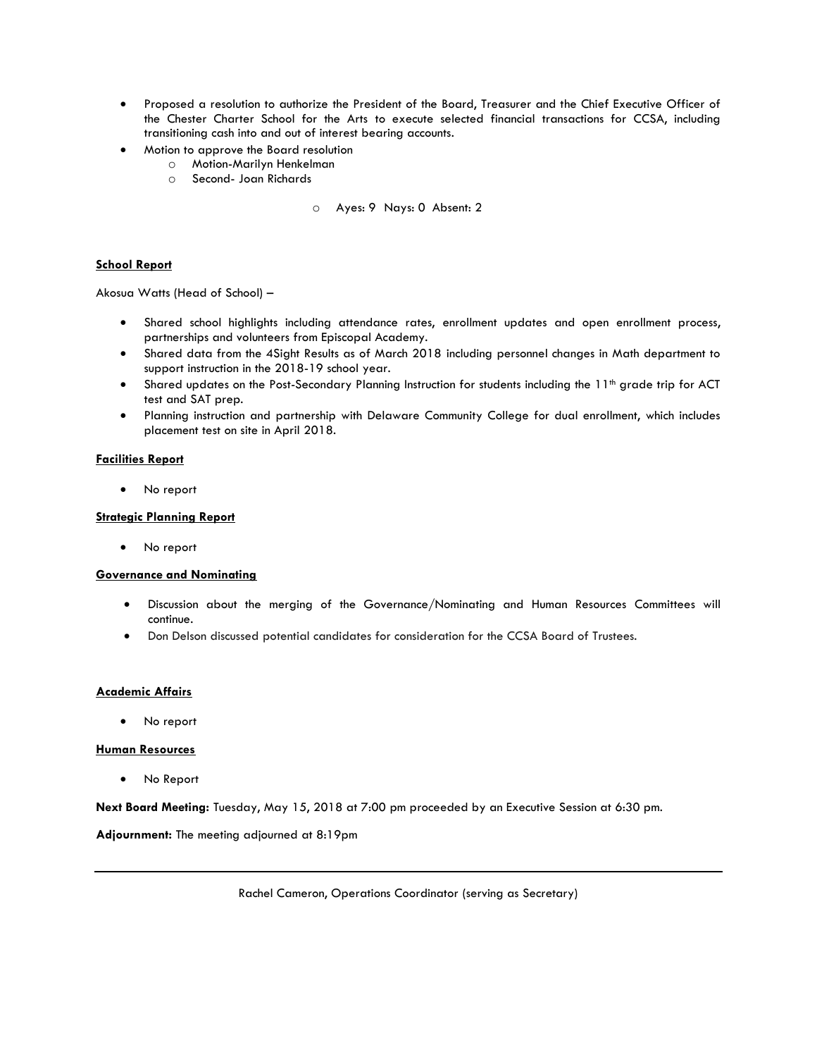- Proposed a resolution to authorize the President of the Board, Treasurer and the Chief Executive Officer of the Chester Charter School for the Arts to execute selected financial transactions for CCSA, including transitioning cash into and out of interest bearing accounts.
- Motion to approve the Board resolution
  - Motion-Marilyn Henkelman
  - Second- Joan Richards

  - Ayes: 9 Nays: 0 Absent: 2

**School Report**

Akosua Watts (Head of School) –

- Shared school highlights including attendance rates, enrollment updates and open enrollment process, partnerships and volunteers from Episcopal Academy.
- Shared data from the 4Sight Results as of March 2018 including personnel changes in Math department to support instruction in the 2018-19 school year.
- Shared updates on the Post-Secondary Planning Instruction for students including the 11th grade trip for ACT test and SAT prep.
- Planning instruction and partnership with Delaware Community College for dual enrollment, which includes placement test on site in April 2018.

**Facilities Report**

- No report

**Strategic Planning Report**

- No report

**Governance and Nominating**

- Discussion about the merging of the Governance/Nominating and Human Resources Committees will continue.
- Don Delson discussed potential candidates for consideration for the CCSA Board of Trustees.

**Academic Affairs**

- No report

**Human Resources**

- No Report

**Next Board Meeting:** Tuesday, May 15, 2018 at 7:00 pm proceeded by an Executive Session at 6:30 pm.

**Adjournment:** The meeting adjourned at 8:19pm

---

Rachel Cameron, Operations Coordinator (serving as Secretary)